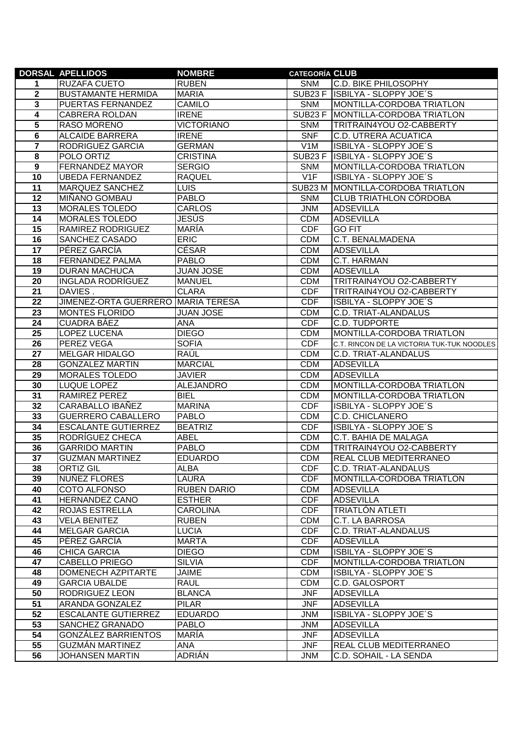| DORSAL | APELLIDOS | NOMBRE | CATEGORÍA | CLUB |
|---|---|---|---|---|
| 1 | RUZAFA CUETO | RUBEN | SNM | C.D. BIKE PHILOSOPHY |
| 2 | BUSTAMANTE HERMIDA | MARIA | SUB23 F | ISBILYA - SLOPPY JOE´S |
| 3 | PUERTAS FERNANDEZ | CAMILO | SNM | MONTILLA-CORDOBA TRIATLON |
| 4 | CABRERA ROLDAN | IRENE | SUB23 F | MONTILLA-CORDOBA TRIATLON |
| 5 | RASO MORENO | VICTORIANO | SNM | TRITRAIN4YOU O2-CABBERTY |
| 6 | ALCAIDE BARRERA | IRENE | SNF | C.D. UTRERA ACUATICA |
| 7 | RODRIGUEZ GARCIA | GERMAN | V1M | ISBILYA - SLOPPY JOE´S |
| 8 | POLO ORTIZ | CRISTINA | SUB23 F | ISBILYA - SLOPPY JOE´S |
| 9 | FERNANDEZ MAYOR | SERGIO | SNM | MONTILLA-CORDOBA TRIATLON |
| 10 | UBEDA FERNANDEZ | RAQUEL | V1F | ISBILYA - SLOPPY JOE´S |
| 11 | MARQUEZ SANCHEZ | LUIS | SUB23 M | MONTILLA-CORDOBA TRIATLON |
| 12 | MIÑANO GOMBAU | PABLO | SNM | CLUB TRIATHLON CÓRDOBA |
| 13 | MORALES TOLEDO | CARLOS | JNM | ADSEVILLA |
| 14 | MORALES TOLEDO | JESÚS | CDM | ADSEVILLA |
| 15 | RAMIREZ RODRIGUEZ | MARÍA | CDF | GO FIT |
| 16 | SANCHEZ CASADO | ERIC | CDM | C.T. BENALMADENA |
| 17 | PÉREZ GARCÍA | CÉSAR | CDM | ADSEVILLA |
| 18 | FERNANDEZ PALMA | PABLO | CDM | C.T. HARMAN |
| 19 | DURAN MACHUCA | JUAN JOSE | CDM | ADSEVILLA |
| 20 | INGLADA RODRÍGUEZ | MANUEL | CDM | TRITRAIN4YOU O2-CABBERTY |
| 21 | DAVIES . | CLARA | CDF | TRITRAIN4YOU O2-CABBERTY |
| 22 | JIMENEZ-ORTA GUERRERO | MARIA TERESA | CDF | ISBILYA - SLOPPY JOE´S |
| 23 | MONTES FLORIDO | JUAN JOSE | CDM | C.D. TRIAT-ALANDALUS |
| 24 | CUADRA BÁEZ | ANA | CDF | C.D. TUDPORTE |
| 25 | LOPEZ LUCENA | DIEGO | CDM | MONTILLA-CORDOBA TRIATLON |
| 26 | PEREZ VEGA | SOFIA | CDF | C.T. RINCON DE LA VICTORIA TUK-TUK NOODLES |
| 27 | MELGAR HIDALGO | RAÚL | CDM | C.D. TRIAT-ALANDALUS |
| 28 | GONZALEZ MARTIN | MARCIAL | CDM | ADSEVILLA |
| 29 | MORALES TOLEDO | JAVIER | CDM | ADSEVILLA |
| 30 | LUQUE LOPEZ | ALEJANDRO | CDM | MONTILLA-CORDOBA TRIATLON |
| 31 | RAMIREZ PEREZ | BIEL | CDM | MONTILLA-CORDOBA TRIATLON |
| 32 | CARABALLO IBAÑEZ | MARINA | CDF | ISBILYA - SLOPPY JOE´S |
| 33 | GUERRERO CABALLERO | PABLO | CDM | C.D. CHICLANERO |
| 34 | ESCALANTE GUTIERREZ | BEATRIZ | CDF | ISBILYA - SLOPPY JOE´S |
| 35 | RODRÍGUEZ CHECA | ABEL | CDM | C.T. BAHIA DE MALAGA |
| 36 | GARRIDO MARTIN | PABLO | CDM | TRITRAIN4YOU O2-CABBERTY |
| 37 | GUZMAN MARTINEZ | EDUARDO | CDM | REAL CLUB MEDITERRANEO |
| 38 | ORTIZ GIL | ALBA | CDF | C.D. TRIAT-ALANDALUS |
| 39 | NUÑEZ FLORES | LAURA | CDF | MONTILLA-CORDOBA TRIATLON |
| 40 | COTO ALFONSO | RUBEN DARIO | CDM | ADSEVILLA |
| 41 | HERNANDEZ CANO | ESTHER | CDF | ADSEVILLA |
| 42 | ROJAS ESTRELLA | CAROLINA | CDF | TRIATLÓN ATLETI |
| 43 | VELA BENITEZ | RUBEN | CDM | C.T. LA BARROSA |
| 44 | MELGAR GARCIA | LUCIA | CDF | C.D. TRIAT-ALANDALUS |
| 45 | PÉREZ GARCÍA | MARTA | CDF | ADSEVILLA |
| 46 | CHICA GARCIA | DIEGO | CDM | ISBILYA - SLOPPY JOE´S |
| 47 | CABELLO PRIEGO | SILVIA | CDF | MONTILLA-CORDOBA TRIATLON |
| 48 | DOMENECH AZPITARTE | JAIME | CDM | ISBILYA - SLOPPY JOE´S |
| 49 | GARCIA UBALDE | RAUL | CDM | C.D. GALOSPORT |
| 50 | RODRIGUEZ LEON | BLANCA | JNF | ADSEVILLA |
| 51 | ARANDA GONZALEZ | PILAR | JNF | ADSEVILLA |
| 52 | ESCALANTE GUTIERREZ | EDUARDO | JNM | ISBILYA - SLOPPY JOE´S |
| 53 | SANCHEZ GRANADO | PABLO | JNM | ADSEVILLA |
| 54 | GONZÁLEZ BARRIENTOS | MARÍA | JNF | ADSEVILLA |
| 55 | GUZMÁN MARTINEZ | ANA | JNF | REAL CLUB MEDITERRANEO |
| 56 | JOHANSEN MARTIN | ADRIÁN | JNM | C.D. SOHAIL - LA SENDA |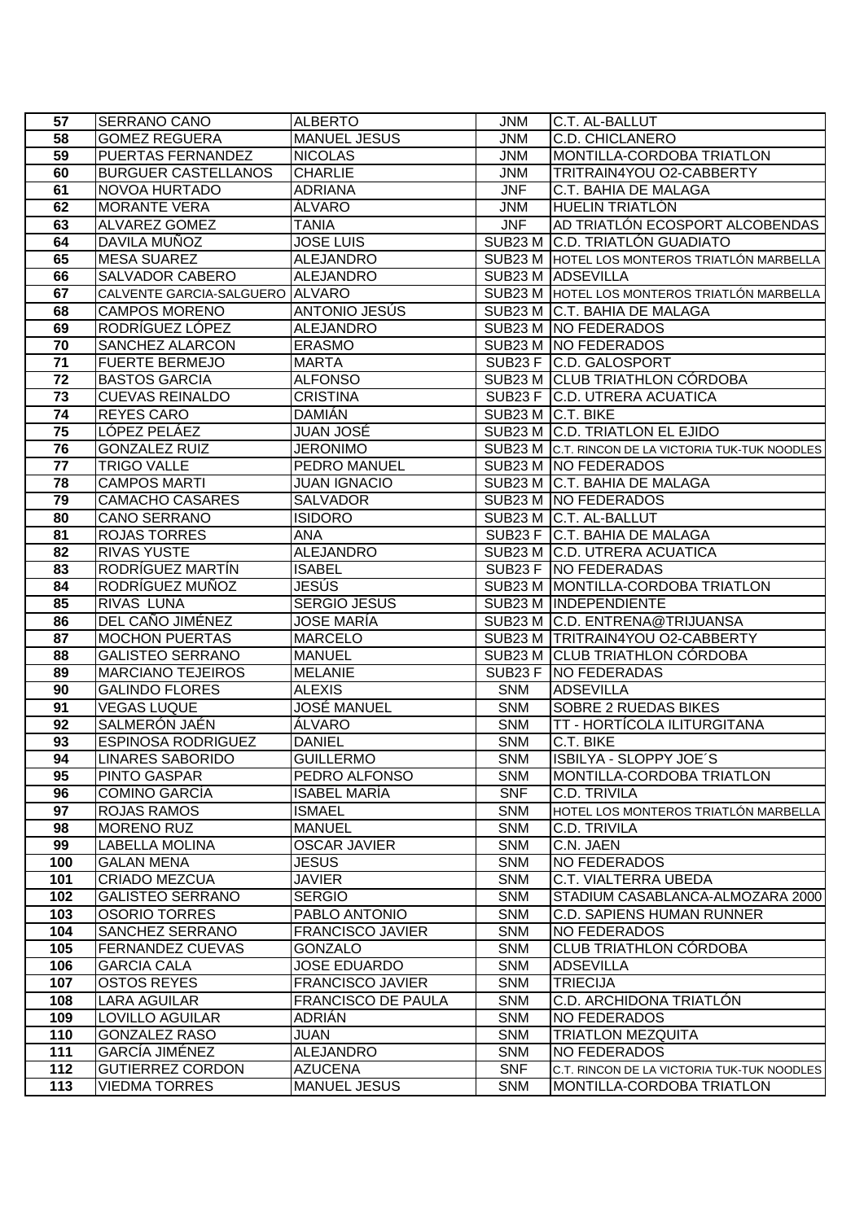| 57 | SERRANO CANO | ALBERTO | JNM | C.T. AL-BALLUT |
|---|---|---|---|---|
| 58 | GOMEZ REGUERA | MANUEL JESUS | JNM | C.D. CHICLANERO |
| 59 | PUERTAS FERNANDEZ | NICOLAS | JNM | MONTILLA-CORDOBA TRIATLON |
| 60 | BURGUER CASTELLANOS | CHARLIE | JNM | TRITRAIN4YOU O2-CABBERTY |
| 61 | NOVOA HURTADO | ADRIANA | JNF | C.T. BAHIA DE MALAGA |
| 62 | MORANTE VERA | ÁLVARO | JNM | HUELIN TRIATLÓN |
| 63 | ALVAREZ GOMEZ | TANIA | JNF | AD TRIATLÓN ECOSPORT ALCOBENDAS |
| 64 | DAVILA MUÑOZ | JOSE LUIS | SUB23 M | C.D. TRIATLÓN GUADIATO |
| 65 | MESA SUAREZ | ALEJANDRO | SUB23 M | HOTEL LOS MONTEROS TRIATLÓN MARBELLA |
| 66 | SALVADOR CABERO | ALEJANDRO | SUB23 M | ADSEVILLA |
| 67 | CALVENTE GARCIA-SALGUERO | ALVARO | SUB23 M | HOTEL LOS MONTEROS TRIATLÓN MARBELLA |
| 68 | CAMPOS MORENO | ANTONIO JESÚS | SUB23 M | C.T. BAHIA DE MALAGA |
| 69 | RODRÍGUEZ LÓPEZ | ALEJANDRO | SUB23 M | NO FEDERADOS |
| 70 | SANCHEZ ALARCON | ERASMO | SUB23 M | NO FEDERADOS |
| 71 | FUERTE BERMEJO | MARTA | SUB23 F | C.D. GALOSPORT |
| 72 | BASTOS GARCIA | ALFONSO | SUB23 M | CLUB TRIATHLON CÓRDOBA |
| 73 | CUEVAS REINALDO | CRISTINA | SUB23 F | C.D. UTRERA ACUATICA |
| 74 | REYES CARO | DAMIÁN | SUB23 M | C.T. BIKE |
| 75 | LÓPEZ PELÁEZ | JUAN JOSÉ | SUB23 M | C.D. TRIATLON EL EJIDO |
| 76 | GONZALEZ RUIZ | JERONIMO | SUB23 M | C.T. RINCON DE LA VICTORIA TUK-TUK NOODLES |
| 77 | TRIGO VALLE | PEDRO MANUEL | SUB23 M | NO FEDERADOS |
| 78 | CAMPOS MARTI | JUAN IGNACIO | SUB23 M | C.T. BAHIA DE MALAGA |
| 79 | CAMACHO CASARES | SALVADOR | SUB23 M | NO FEDERADOS |
| 80 | CANO SERRANO | ISIDORO | SUB23 M | C.T. AL-BALLUT |
| 81 | ROJAS TORRES | ANA | SUB23 F | C.T. BAHIA DE MALAGA |
| 82 | RIVAS YUSTE | ALEJANDRO | SUB23 M | C.D. UTRERA ACUATICA |
| 83 | RODRÍGUEZ MARTÍN | ISABEL | SUB23 F | NO FEDERADAS |
| 84 | RODRÍGUEZ MUÑOZ | JESÚS | SUB23 M | MONTILLA-CORDOBA TRIATLON |
| 85 | RIVAS LUNA | SERGIO JESUS | SUB23 M | INDEPENDIENTE |
| 86 | DEL CAÑO JIMÉNEZ | JOSE MARÍA | SUB23 M | C.D. ENTRENA@TRIJUANSA |
| 87 | MOCHON PUERTAS | MARCELO | SUB23 M | TRITRAIN4YOU O2-CABBERTY |
| 88 | GALISTEO SERRANO | MANUEL | SUB23 M | CLUB TRIATHLON CÓRDOBA |
| 89 | MARCIANO TEJEIROS | MELANIE | SUB23 F | NO FEDERADAS |
| 90 | GALINDO FLORES | ALEXIS | SNM | ADSEVILLA |
| 91 | VEGAS LUQUE | JOSÉ MANUEL | SNM | SOBRE 2 RUEDAS BIKES |
| 92 | SALMERÓN JAÉN | ÁLVARO | SNM | TT - HORTÍCOLA ILITURGITANA |
| 93 | ESPINOSA RODRIGUEZ | DANIEL | SNM | C.T. BIKE |
| 94 | LINARES SABORIDO | GUILLERMO | SNM | ISBILYA - SLOPPY JOE´S |
| 95 | PINTO GASPAR | PEDRO ALFONSO | SNM | MONTILLA-CORDOBA TRIATLON |
| 96 | COMINO GARCÍA | ISABEL MARÍA | SNF | C.D. TRIVILA |
| 97 | ROJAS RAMOS | ISMAEL | SNM | HOTEL LOS MONTEROS TRIATLÓN MARBELLA |
| 98 | MORENO RUZ | MANUEL | SNM | C.D. TRIVILA |
| 99 | LABELLA MOLINA | OSCAR JAVIER | SNM | C.N. JAEN |
| 100 | GALAN MENA | JESUS | SNM | NO FEDERADOS |
| 101 | CRIADO MEZCUA | JAVIER | SNM | C.T. VIALTERRA UBEDA |
| 102 | GALISTEO SERRANO | SERGIO | SNM | STADIUM CASABLANCA-ALMOZARA 2000 |
| 103 | OSORIO TORRES | PABLO ANTONIO | SNM | C.D. SAPIENS HUMAN RUNNER |
| 104 | SANCHEZ SERRANO | FRANCISCO JAVIER | SNM | NO FEDERADOS |
| 105 | FERNANDEZ CUEVAS | GONZALO | SNM | CLUB TRIATHLON CÓRDOBA |
| 106 | GARCIA CALA | JOSE EDUARDO | SNM | ADSEVILLA |
| 107 | OSTOS REYES | FRANCISCO JAVIER | SNM | TRIECIJA |
| 108 | LARA AGUILAR | FRANCISCO DE PAULA | SNM | C.D. ARCHIDONA TRIATLÓN |
| 109 | LOVILLO AGUILAR | ADRIÁN | SNM | NO FEDERADOS |
| 110 | GONZALEZ RASO | JUAN | SNM | TRIATLON MEZQUITA |
| 111 | GARCÍA JIMÉNEZ | ALEJANDRO | SNM | NO FEDERADOS |
| 112 | GUTIERREZ CORDON | AZUCENA | SNF | C.T. RINCON DE LA VICTORIA TUK-TUK NOODLES |
| 113 | VIEDMA TORRES | MANUEL JESUS | SNM | MONTILLA-CORDOBA TRIATLON |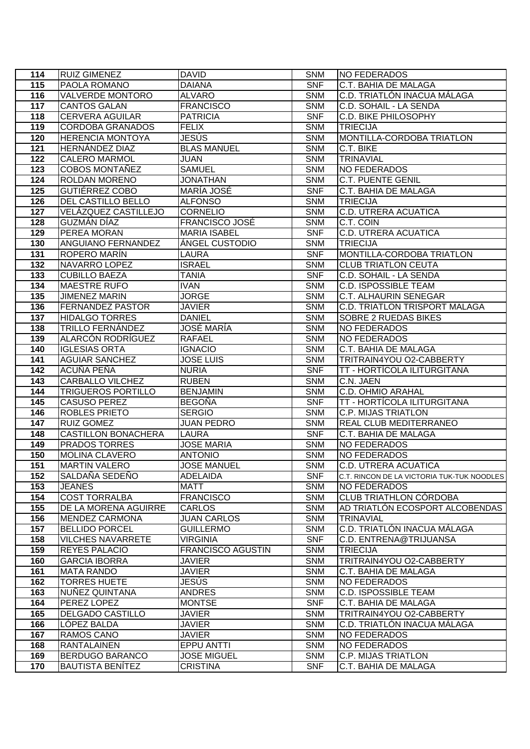| 114 | RUIZ GIMENEZ | DAVID | SNM | NO FEDERADOS |
|---|---|---|---|---|
| 115 | PAOLA ROMANO | DAIANA | SNF | C.T. BAHIA DE MALAGA |
| 116 | VALVERDE MONTORO | ALVARO | SNM | C.D. TRIATLÓN INACUA MÁLAGA |
| 117 | CANTOS GALAN | FRANCISCO | SNM | C.D. SOHAIL - LA SENDA |
| 118 | CERVERA AGUILAR | PATRICIA | SNF | C.D. BIKE PHILOSOPHY |
| 119 | CORDOBA GRANADOS | FELIX | SNM | TRIECIJA |
| 120 | HERENCIA MONTOYA | JESÚS | SNM | MONTILLA-CORDOBA TRIATLON |
| 121 | HERNÁNDEZ DIAZ | BLAS MANUEL | SNM | C.T. BIKE |
| 122 | CALERO MARMOL | JUAN | SNM | TRINAVIAL |
| 123 | COBOS MONTAÑEZ | SAMUEL | SNM | NO FEDERADOS |
| 124 | ROLDAN MORENO | JONATHAN | SNM | C.T. PUENTE GENIL |
| 125 | GUTIÉRREZ COBO | MARÍA JOSÉ | SNF | C.T. BAHIA DE MALAGA |
| 126 | DEL CASTILLO BELLO | ALFONSO | SNM | TRIECIJA |
| 127 | VELÁZQUEZ CASTILLEJO | CORNELIO | SNM | C.D. UTRERA ACUATICA |
| 128 | GUZMÁN DÍAZ | FRANCISCO JOSÉ | SNM | C.T. COIN |
| 129 | PEREA MORAN | MARIA ISABEL | SNF | C.D. UTRERA ACUATICA |
| 130 | ANGUIANO FERNANDEZ | ÁNGEL CUSTODIO | SNM | TRIECIJA |
| 131 | ROPERO MARÍN | LAURA | SNF | MONTILLA-CORDOBA TRIATLON |
| 132 | NAVARRO LOPEZ | ISRAEL | SNM | CLUB TRIATLON CEUTA |
| 133 | CUBILLO BAEZA | TANIA | SNF | C.D. SOHAIL - LA SENDA |
| 134 | MAESTRE RUFO | IVAN | SNM | C.D. ISPOSSIBLE TEAM |
| 135 | JIMENEZ MARIN | JORGE | SNM | C.T. ALHAURIN SENEGAR |
| 136 | FERNANDEZ PASTOR | JAVIER | SNM | C.D. TRIATLON TRISPORT MALAGA |
| 137 | HIDALGO TORRES | DANIEL | SNM | SOBRE 2 RUEDAS BIKES |
| 138 | TRILLO FERNÁNDEZ | JOSÉ MARÍA | SNM | NO FEDERADOS |
| 139 | ALARCÓN RODRÍGUEZ | RAFAEL | SNM | NO FEDERADOS |
| 140 | IGLESIAS ORTA | IGNACIO | SNM | C.T. BAHIA DE MALAGA |
| 141 | AGUIAR SANCHEZ | JOSE LUIS | SNM | TRITRAIN4YOU O2-CABBERTY |
| 142 | ACUÑA PEÑA | NURIA | SNF | TT - HORTÍCOLA ILITURGITANA |
| 143 | CARBALLO VILCHEZ | RUBEN | SNM | C.N. JAEN |
| 144 | TRIGUEROS PORTILLO | BENJAMIN | SNM | C.D. OHMIO ARAHAL |
| 145 | CASUSO PEREZ | BEGOÑA | SNF | TT - HORTÍCOLA ILITURGITANA |
| 146 | ROBLES PRIETO | SERGIO | SNM | C.P. MIJAS TRIATLON |
| 147 | RUIZ GOMEZ | JUAN PEDRO | SNM | REAL CLUB MEDITERRANEO |
| 148 | CASTILLON BONACHERA | LAURA | SNF | C.T. BAHIA DE MALAGA |
| 149 | PRADOS TORRES | JOSE MARIA | SNM | NO FEDERADOS |
| 150 | MOLINA CLAVERO | ANTONIO | SNM | NO FEDERADOS |
| 151 | MARTIN VALERO | JOSE MANUEL | SNM | C.D. UTRERA ACUATICA |
| 152 | SALDAÑA SEDEÑO | ADELAIDA | SNF | C.T. RINCON DE LA VICTORIA TUK-TUK NOODLES |
| 153 | JEANES | MATT | SNM | NO FEDERADOS |
| 154 | COST TORRALBA | FRANCISCO | SNM | CLUB TRIATHLON CÓRDOBA |
| 155 | DE LA MORENA AGUIRRE | CARLOS | SNM | AD TRIATLÓN ECOSPORT ALCOBENDAS |
| 156 | MENDEZ CARMONA | JUAN CARLOS | SNM | TRINAVIAL |
| 157 | BELLIDO PORCEL | GUILLERMO | SNM | C.D. TRIATLÓN INACUA MÁLAGA |
| 158 | VILCHES NAVARRETE | VIRGINIA | SNF | C.D. ENTRENA@TRIJUANSA |
| 159 | REYES PALACIO | FRANCISCO AGUSTIN | SNM | TRIECIJA |
| 160 | GARCIA IBORRA | JAVIER | SNM | TRITRAIN4YOU O2-CABBERTY |
| 161 | MATA RANDO | JAVIER | SNM | C.T. BAHIA DE MALAGA |
| 162 | TORRES HUETE | JESÚS | SNM | NO FEDERADOS |
| 163 | NUÑEZ QUINTANA | ANDRES | SNM | C.D. ISPOSSIBLE TEAM |
| 164 | PEREZ LOPEZ | MONTSE | SNF | C.T. BAHIA DE MALAGA |
| 165 | DELGADO CASTILLO | JAVIER | SNM | TRITRAIN4YOU O2-CABBERTY |
| 166 | LÓPEZ BALDA | JAVIER | SNM | C.D. TRIATLÓN INACUA MÁLAGA |
| 167 | RAMOS CANO | JAVIER | SNM | NO FEDERADOS |
| 168 | RANTALAINEN | EPPU ANTTI | SNM | NO FEDERADOS |
| 169 | BERDUGO BARANCO | JOSE MIGUEL | SNM | C.P. MIJAS TRIATLON |
| 170 | BAUTISTA BENÍTEZ | CRISTINA | SNF | C.T. BAHIA DE MALAGA |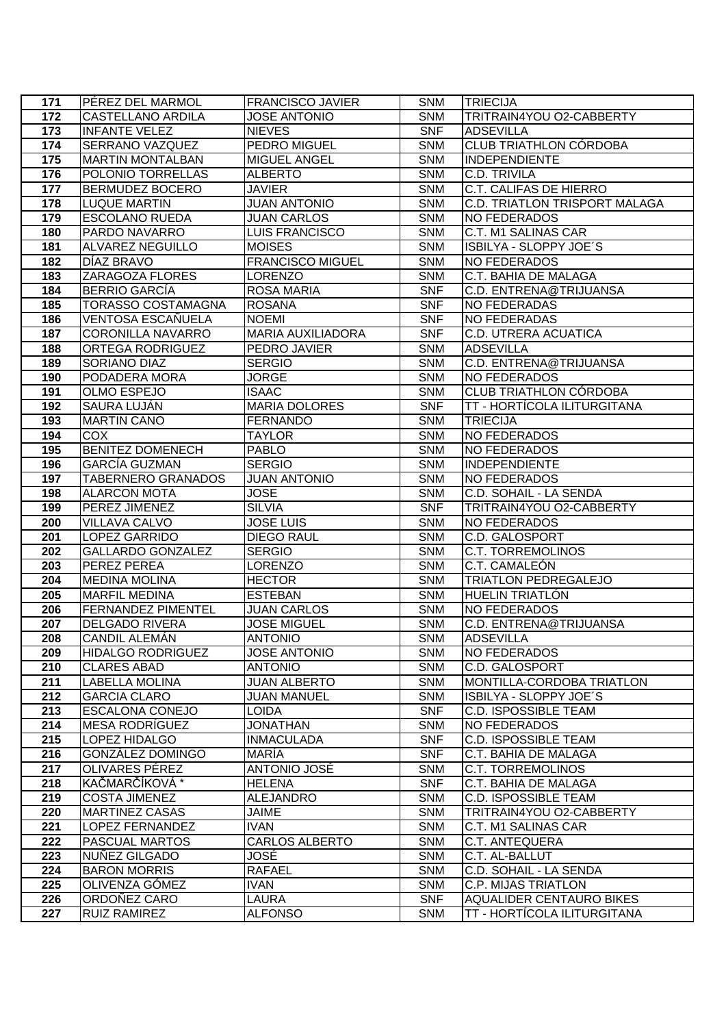| 171 | PÉREZ DEL MARMOL | FRANCISCO JAVIER | SNM | TRIECIJA |
|---|---|---|---|---|
| 172 | CASTELLANO ARDILA | JOSE ANTONIO | SNM | TRITRAIN4YOU O2-CABBERTY |
| 173 | INFANTE VELEZ | NIEVES | SNF | ADSEVILLA |
| 174 | SERRANO VAZQUEZ | PEDRO MIGUEL | SNM | CLUB TRIATHLON CÓRDOBA |
| 175 | MARTIN MONTALBAN | MIGUEL ANGEL | SNM | INDEPENDIENTE |
| 176 | POLONIO TORRELLAS | ALBERTO | SNM | C.D. TRIVILA |
| 177 | BERMUDEZ BOCERO | JAVIER | SNM | C.T. CALIFAS DE HIERRO |
| 178 | LUQUE MARTIN | JUAN ANTONIO | SNM | C.D. TRIATLON TRISPORT MALAGA |
| 179 | ESCOLANO RUEDA | JUAN CARLOS | SNM | NO FEDERADOS |
| 180 | PARDO NAVARRO | LUIS FRANCISCO | SNM | C.T. M1 SALINAS CAR |
| 181 | ALVAREZ NEGUILLO | MOISES | SNM | ISBILYA - SLOPPY JOE´S |
| 182 | DÍAZ BRAVO | FRANCISCO MIGUEL | SNM | NO FEDERADOS |
| 183 | ZARAGOZA FLORES | LORENZO | SNM | C.T. BAHIA DE MALAGA |
| 184 | BERRIO GARCÍA | ROSA MARIA | SNF | C.D. ENTRENA@TRIJUANSA |
| 185 | TORASSO COSTAMAGNA | ROSANA | SNF | NO FEDERADAS |
| 186 | VENTOSA ESCAÑUELA | NOEMI | SNF | NO FEDERADAS |
| 187 | CORONILLA NAVARRO | MARIA AUXILIADORA | SNF | C.D. UTRERA ACUATICA |
| 188 | ORTEGA RODRIGUEZ | PEDRO JAVIER | SNM | ADSEVILLA |
| 189 | SORIANO DIAZ | SERGIO | SNM | C.D. ENTRENA@TRIJUANSA |
| 190 | PODADERA MORA | JORGE | SNM | NO FEDERADOS |
| 191 | OLMO ESPEJO | ISAAC | SNM | CLUB TRIATHLON CÓRDOBA |
| 192 | SAURA LUJÁN | MARIA DOLORES | SNF | TT - HORTÍCOLA ILITURGITANA |
| 193 | MARTIN CANO | FERNANDO | SNM | TRIECIJA |
| 194 | COX | TAYLOR | SNM | NO FEDERADOS |
| 195 | BENITEZ DOMENECH | PABLO | SNM | NO FEDERADOS |
| 196 | GARCÍA GUZMAN | SERGIO | SNM | INDEPENDIENTE |
| 197 | TABERNERO GRANADOS | JUAN ANTONIO | SNM | NO FEDERADOS |
| 198 | ALARCON MOTA | JOSE | SNM | C.D. SOHAIL - LA SENDA |
| 199 | PEREZ JIMENEZ | SILVIA | SNF | TRITRAIN4YOU O2-CABBERTY |
| 200 | VILLAVA CALVO | JOSE LUIS | SNM | NO FEDERADOS |
| 201 | LOPEZ GARRIDO | DIEGO RAUL | SNM | C.D. GALOSPORT |
| 202 | GALLARDO GONZALEZ | SERGIO | SNM | C.T. TORREMOLINOS |
| 203 | PEREZ PEREA | LORENZO | SNM | C.T. CAMALEÓN |
| 204 | MEDINA MOLINA | HECTOR | SNM | TRIATLON PEDREGALEJO |
| 205 | MARFIL MEDINA | ESTEBAN | SNM | HUELIN TRIATLÓN |
| 206 | FERNANDEZ PIMENTEL | JUAN CARLOS | SNM | NO FEDERADOS |
| 207 | DELGADO RIVERA | JOSE MIGUEL | SNM | C.D. ENTRENA@TRIJUANSA |
| 208 | CANDIL ALEMÁN | ANTONIO | SNM | ADSEVILLA |
| 209 | HIDALGO RODRIGUEZ | JOSE ANTONIO | SNM | NO FEDERADOS |
| 210 | CLARES ABAD | ANTONIO | SNM | C.D. GALOSPORT |
| 211 | LABELLA MOLINA | JUAN ALBERTO | SNM | MONTILLA-CORDOBA TRIATLON |
| 212 | GARCIA CLARO | JUAN MANUEL | SNM | ISBILYA - SLOPPY JOE´S |
| 213 | ESCALONA CONEJO | LOIDA | SNF | C.D. ISPOSSIBLE TEAM |
| 214 | MESA RODRÍGUEZ | JONATHAN | SNM | NO FEDERADOS |
| 215 | LOPEZ HIDALGO | INMACULADA | SNF | C.D. ISPOSSIBLE TEAM |
| 216 | GONZÁLEZ DOMINGO | MARÍA | SNF | C.T. BAHIA DE MALAGA |
| 217 | OLIVARES PÉREZ | ANTONIO JOSÉ | SNM | C.T. TORREMOLINOS |
| 218 | KAČMARČÍKOVÁ * | HELENA | SNF | C.T. BAHIA DE MALAGA |
| 219 | COSTA JIMENEZ | ALEJANDRO | SNM | C.D. ISPOSSIBLE TEAM |
| 220 | MARTINEZ CASAS | JAIME | SNM | TRITRAIN4YOU O2-CABBERTY |
| 221 | LOPEZ FERNANDEZ | IVAN | SNM | C.T. M1 SALINAS CAR |
| 222 | PASCUAL MARTOS | CARLOS ALBERTO | SNM | C.T. ANTEQUERA |
| 223 | NUÑEZ GILGADO | JOSÉ | SNM | C.T. AL-BALLUT |
| 224 | BARON MORRIS | RAFAEL | SNM | C.D. SOHAIL - LA SENDA |
| 225 | OLIVENZA GÓMEZ | IVAN | SNM | C.P. MIJAS TRIATLON |
| 226 | ORDOÑEZ CARO | LAURA | SNF | AQUALIDER CENTAURO BIKES |
| 227 | RUIZ RAMIREZ | ALFONSO | SNM | TT - HORTÍCOLA ILITURGITANA |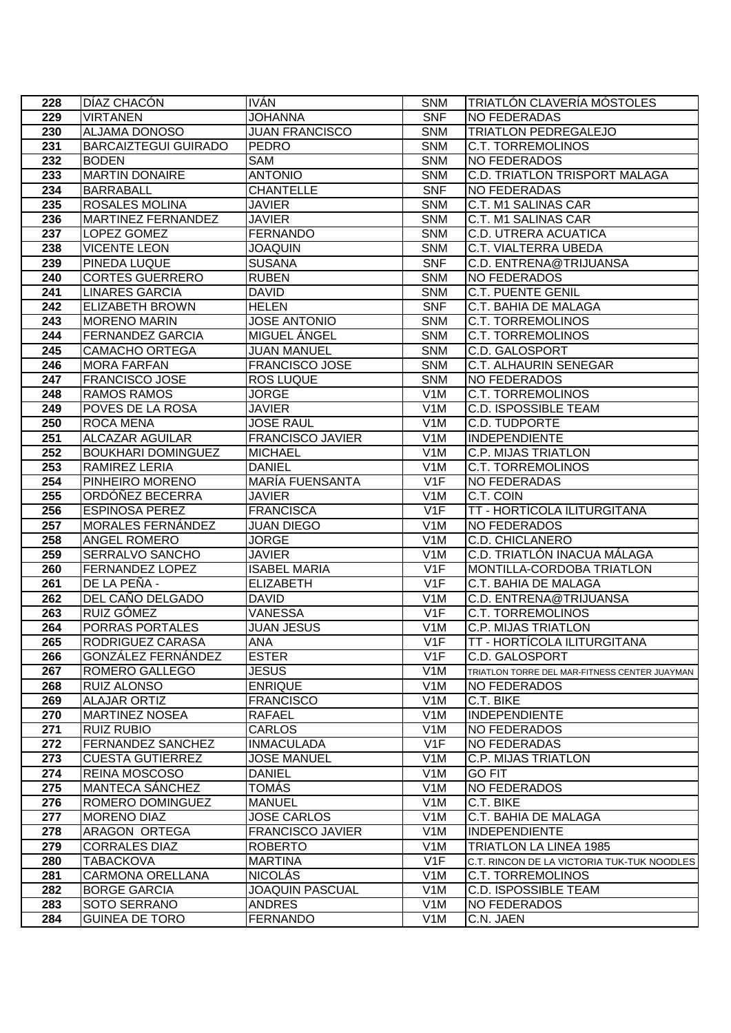| 228 | DÍAZ CHACÓN | IVÁN | SNM | TRIATLÓN CLAVERÍA MÓSTOLES |
|---|---|---|---|---|
| 229 | VIRTANEN | JOHANNA | SNF | NO FEDERADAS |
| 230 | ALJAMA DONOSO | JUAN FRANCISCO | SNM | TRIATLON PEDREGALEJO |
| 231 | BARCAIZTEGUI GUIRADO | PEDRO | SNM | C.T. TORREMOLINOS |
| 232 | BODEN | SAM | SNM | NO FEDERADOS |
| 233 | MARTIN DONAIRE | ANTONIO | SNM | C.D. TRIATLON TRISPORT MALAGA |
| 234 | BARRABALL | CHANTELLE | SNF | NO FEDERADAS |
| 235 | ROSALES MOLINA | JAVIER | SNM | C.T. M1 SALINAS CAR |
| 236 | MARTINEZ FERNANDEZ | JAVIER | SNM | C.T. M1 SALINAS CAR |
| 237 | LOPEZ GOMEZ | FERNANDO | SNM | C.D. UTRERA ACUATICA |
| 238 | VICENTE LEON | JOAQUIN | SNM | C.T. VIALTERRA UBEDA |
| 239 | PINEDA LUQUE | SUSANA | SNF | C.D. ENTRENA@TRIJUANSA |
| 240 | CORTES GUERRERO | RUBEN | SNM | NO FEDERADOS |
| 241 | LINARES GARCIA | DAVID | SNM | C.T. PUENTE GENIL |
| 242 | ELIZABETH BROWN | HELEN | SNF | C.T. BAHIA DE MALAGA |
| 243 | MORENO MARIN | JOSE ANTONIO | SNM | C.T. TORREMOLINOS |
| 244 | FERNANDEZ GARCIA | MIGUEL ÁNGEL | SNM | C.T. TORREMOLINOS |
| 245 | CAMACHO ORTEGA | JUAN MANUEL | SNM | C.D. GALOSPORT |
| 246 | MORA FARFAN | FRANCISCO JOSE | SNM | C.T. ALHAURIN SENEGAR |
| 247 | FRANCISCO JOSE | ROS LUQUE | SNM | NO FEDERADOS |
| 248 | RAMOS RAMOS | JORGE | V1M | C.T. TORREMOLINOS |
| 249 | POVES DE LA ROSA | JAVIER | V1M | C.D. ISPOSSIBLE TEAM |
| 250 | ROCA MENA | JOSE RAUL | V1M | C.D. TUDPORTE |
| 251 | ALCAZAR AGUILAR | FRANCISCO JAVIER | V1M | INDEPENDIENTE |
| 252 | BOUKHARI DOMINGUEZ | MICHAEL | V1M | C.P. MIJAS TRIATLON |
| 253 | RAMIREZ LERIA | DANIEL | V1M | C.T. TORREMOLINOS |
| 254 | PINHEIRO MORENO | MARÍA FUENSANTA | V1F | NO FEDERADAS |
| 255 | ORDÓÑEZ BECERRA | JAVIER | V1M | C.T. COIN |
| 256 | ESPINOSA PEREZ | FRANCISCA | V1F | TT - HORTÍCOLA ILITURGITANA |
| 257 | MORALES FERNÁNDEZ | JUAN DIEGO | V1M | NO FEDERADOS |
| 258 | ANGEL ROMERO | JORGE | V1M | C.D. CHICLANERO |
| 259 | SERRALVO SANCHO | JAVIER | V1M | C.D. TRIATLÓN INACUA MÁLAGA |
| 260 | FERNANDEZ LOPEZ | ISABEL MARIA | V1F | MONTILLA-CORDOBA TRIATLON |
| 261 | DE LA PEÑA - | ELIZABETH | V1F | C.T. BAHIA DE MALAGA |
| 262 | DEL CAÑO DELGADO | DAVID | V1M | C.D. ENTRENA@TRIJUANSA |
| 263 | RUIZ GÓMEZ | VANESSA | V1F | C.T. TORREMOLINOS |
| 264 | PORRAS PORTALES | JUAN JESUS | V1M | C.P. MIJAS TRIATLON |
| 265 | RODRIGUEZ CARASA | ANA | V1F | TT - HORTÍCOLA ILITURGITANA |
| 266 | GONZÁLEZ FERNÁNDEZ | ESTER | V1F | C.D. GALOSPORT |
| 267 | ROMERO GALLEGO | JESUS | V1M | TRIATLON TORRE DEL MAR-FITNESS CENTER JUAYMAN |
| 268 | RUIZ ALONSO | ENRIQUE | V1M | NO FEDERADOS |
| 269 | ALAJAR ORTIZ | FRANCISCO | V1M | C.T. BIKE |
| 270 | MARTINEZ NOSEA | RAFAEL | V1M | INDEPENDIENTE |
| 271 | RUIZ RUBIO | CARLOS | V1M | NO FEDERADOS |
| 272 | FERNANDEZ SANCHEZ | INMACULADA | V1F | NO FEDERADAS |
| 273 | CUESTA GUTIERREZ | JOSE MANUEL | V1M | C.P. MIJAS TRIATLON |
| 274 | REINA MOSCOSO | DANIEL | V1M | GO FIT |
| 275 | MANTECA SÁNCHEZ | TOMÁS | V1M | NO FEDERADOS |
| 276 | ROMERO DOMINGUEZ | MANUEL | V1M | C.T. BIKE |
| 277 | MORENO DIAZ | JOSE CARLOS | V1M | C.T. BAHIA DE MALAGA |
| 278 | ARAGON ORTEGA | FRANCISCO JAVIER | V1M | INDEPENDIENTE |
| 279 | CORRALES DIAZ | ROBERTO | V1M | TRIATLON LA LINEA 1985 |
| 280 | TABACKOVA | MARTINA | V1F | C.T. RINCON DE LA VICTORIA TUK-TUK NOODLES |
| 281 | CARMONA ORELLANA | NICOLÁS | V1M | C.T. TORREMOLINOS |
| 282 | BORGE GARCIA | JOAQUIN PASCUAL | V1M | C.D. ISPOSSIBLE TEAM |
| 283 | SOTO SERRANO | ANDRES | V1M | NO FEDERADOS |
| 284 | GUINEA DE TORO | FERNANDO | V1M | C.N. JAEN |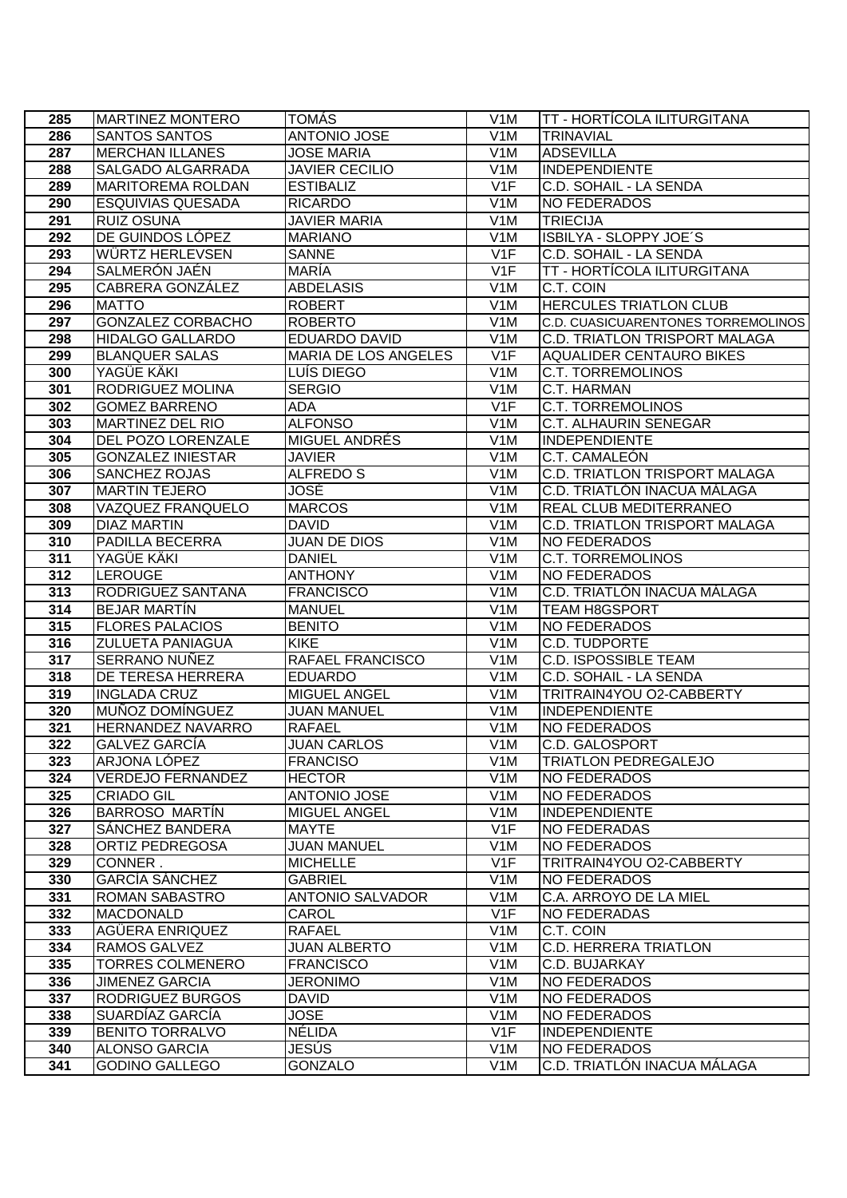| 285 | MARTINEZ MONTERO | TOMÁS | V1M | TT - HORTÍCOLA ILITURGITANA |
|---|---|---|---|---|
| 286 | SANTOS SANTOS | ANTONIO JOSE | V1M | TRINAVIAL |
| 287 | MERCHAN ILLANES | JOSE MARIA | V1M | ADSEVILLA |
| 288 | SALGADO ALGARRADA | JAVIER CECILIO | V1M | INDEPENDIENTE |
| 289 | MARITOREMA ROLDAN | ESTIBALIZ | V1F | C.D. SOHAIL - LA SENDA |
| 290 | ESQUIVIAS QUESADA | RICARDO | V1M | NO FEDERADOS |
| 291 | RUIZ OSUNA | JAVIER MARIA | V1M | TRIECIJA |
| 292 | DE GUINDOS LÓPEZ | MARIANO | V1M | ISBILYA - SLOPPY JOE´S |
| 293 | WÜRTZ HERLEVSEN | SANNE | V1F | C.D. SOHAIL - LA SENDA |
| 294 | SALMERÓN JAÉN | MARÍA | V1F | TT - HORTÍCOLA ILITURGITANA |
| 295 | CABRERA GONZÁLEZ | ABDELASIS | V1M | C.T. COIN |
| 296 | MATTO | ROBERT | V1M | HERCULES TRIATLON CLUB |
| 297 | GONZALEZ CORBACHO | ROBERTO | V1M | C.D. CUASICUARENTONES TORREMOLINOS |
| 298 | HIDALGO GALLARDO | EDUARDO DAVID | V1M | C.D. TRIATLON TRISPORT MALAGA |
| 299 | BLANQUER SALAS | MARIA DE LOS ANGELES | V1F | AQUALIDER CENTAURO BIKES |
| 300 | YAGÜE KÄKI | LUÍS DIEGO | V1M | C.T. TORREMOLINOS |
| 301 | RODRIGUEZ MOLINA | SERGIO | V1M | C.T. HARMAN |
| 302 | GOMEZ BARRENO | ADA | V1F | C.T. TORREMOLINOS |
| 303 | MARTINEZ DEL RIO | ALFONSO | V1M | C.T. ALHAURIN SENEGAR |
| 304 | DEL POZO LORENZALE | MIGUEL ANDRÉS | V1M | INDEPENDIENTE |
| 305 | GONZALEZ INIESTAR | JAVIER | V1M | C.T. CAMALEÓN |
| 306 | SANCHEZ ROJAS | ALFREDO S | V1M | C.D. TRIATLON TRISPORT MALAGA |
| 307 | MARTIN TEJERO | JOSÉ | V1M | C.D. TRIATLÓN INACUA MÁLAGA |
| 308 | VAZQUEZ FRANQUELO | MARCOS | V1M | REAL CLUB MEDITERRANEO |
| 309 | DIAZ MARTIN | DAVID | V1M | C.D. TRIATLON TRISPORT MALAGA |
| 310 | PADILLA BECERRA | JUAN DE DIOS | V1M | NO FEDERADOS |
| 311 | YAGÜE KÄKI | DANIEL | V1M | C.T. TORREMOLINOS |
| 312 | LEROUGE | ANTHONY | V1M | NO FEDERADOS |
| 313 | RODRIGUEZ SANTANA | FRANCISCO | V1M | C.D. TRIATLÓN INACUA MÁLAGA |
| 314 | BEJAR MARTÍN | MANUEL | V1M | TEAM H8GSPORT |
| 315 | FLORES PALACIOS | BENITO | V1M | NO FEDERADOS |
| 316 | ZULUETA PANIAGUA | KIKE | V1M | C.D. TUDPORTE |
| 317 | SERRANO NUÑEZ | RAFAEL FRANCISCO | V1M | C.D. ISPOSSIBLE TEAM |
| 318 | DE TERESA HERRERA | EDUARDO | V1M | C.D. SOHAIL - LA SENDA |
| 319 | INGLADA CRUZ | MIGUEL ANGEL | V1M | TRITRAIN4YOU O2-CABBERTY |
| 320 | MUÑOZ DOMÍNGUEZ | JUAN MANUEL | V1M | INDEPENDIENTE |
| 321 | HERNANDEZ NAVARRO | RAFAEL | V1M | NO FEDERADOS |
| 322 | GALVEZ GARCÍA | JUAN CARLOS | V1M | C.D. GALOSPORT |
| 323 | ARJONA LÓPEZ | FRANCISO | V1M | TRIATLON PEDREGALEJO |
| 324 | VERDEJO FERNANDEZ | HECTOR | V1M | NO FEDERADOS |
| 325 | CRIADO GIL | ANTONIO JOSE | V1M | NO FEDERADOS |
| 326 | BARROSO MARTÍN | MIGUEL ANGEL | V1M | INDEPENDIENTE |
| 327 | SÁNCHEZ BANDERA | MAYTE | V1F | NO FEDERADAS |
| 328 | ORTIZ PEDREGOSA | JUAN MANUEL | V1M | NO FEDERADOS |
| 329 | CONNER . | MICHELLE | V1F | TRITRAIN4YOU O2-CABBERTY |
| 330 | GARCÍA SÁNCHEZ | GABRIEL | V1M | NO FEDERADOS |
| 331 | ROMAN SABASTRO | ANTONIO SALVADOR | V1M | C.A. ARROYO DE LA MIEL |
| 332 | MACDONALD | CAROL | V1F | NO FEDERADAS |
| 333 | AGÜERA ENRIQUEZ | RAFAEL | V1M | C.T. COIN |
| 334 | RAMOS GALVEZ | JUAN ALBERTO | V1M | C.D. HERRERA TRIATLON |
| 335 | TORRES COLMENERO | FRANCISCO | V1M | C.D. BUJARKAY |
| 336 | JIMENEZ GARCIA | JERONIMO | V1M | NO FEDERADOS |
| 337 | RODRIGUEZ BURGOS | DAVID | V1M | NO FEDERADOS |
| 338 | SUARDÍAZ GARCÍA | JOSE | V1M | NO FEDERADOS |
| 339 | BENITO TORRALVO | NÉLIDA | V1F | INDEPENDIENTE |
| 340 | ALONSO GARCIA | JESÚS | V1M | NO FEDERADOS |
| 341 | GODINO GALLEGO | GONZALO | V1M | C.D. TRIATLÓN INACUA MÁLAGA |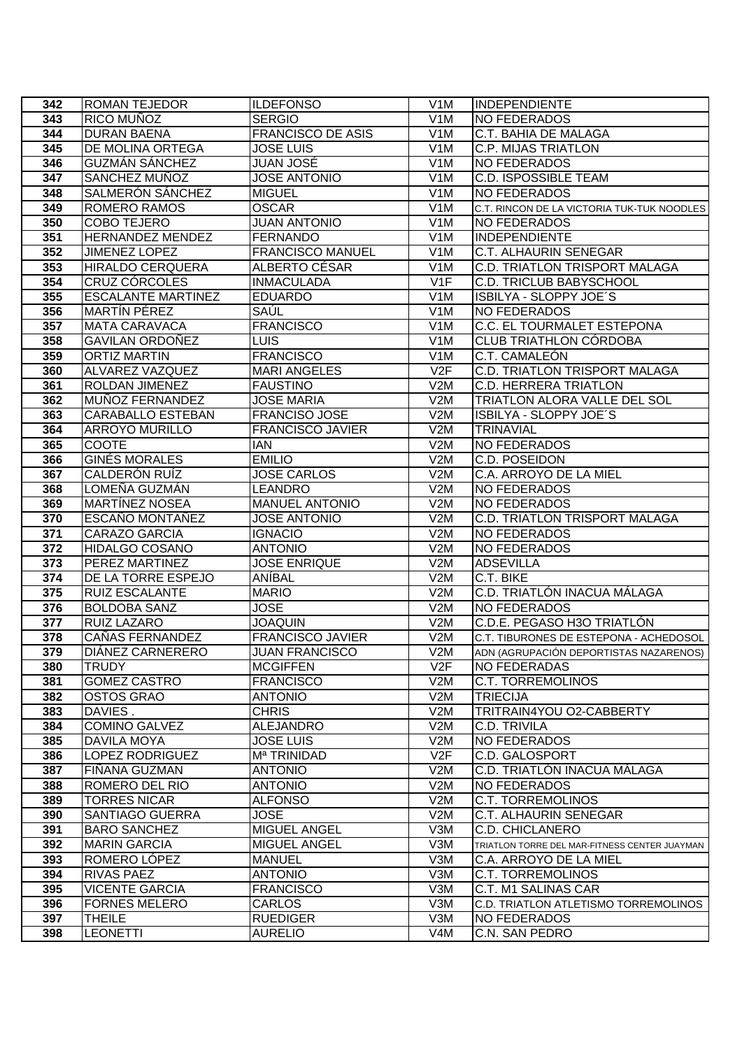| | | | | |
|---|---|---|---|---|
| 342 | ROMAN TEJEDOR | ILDEFONSO | V1M | INDEPENDIENTE |
| 343 | RICO MUÑOZ | SERGIO | V1M | NO FEDERADOS |
| 344 | DURAN BAENA | FRANCISCO DE ASIS | V1M | C.T. BAHIA DE MALAGA |
| 345 | DE MOLINA ORTEGA | JOSE LUIS | V1M | C.P. MIJAS TRIATLON |
| 346 | GUZMÁN SÁNCHEZ | JUAN JOSÉ | V1M | NO FEDERADOS |
| 347 | SANCHEZ MUÑOZ | JOSE ANTONIO | V1M | C.D. ISPOSSIBLE TEAM |
| 348 | SALMERÓN SÁNCHEZ | MIGUEL | V1M | NO FEDERADOS |
| 349 | ROMERO RAMOS | OSCAR | V1M | C.T. RINCON DE LA VICTORIA TUK-TUK NOODLES |
| 350 | COBO TEJERO | JUAN ANTONIO | V1M | NO FEDERADOS |
| 351 | HERNANDEZ MENDEZ | FERNANDO | V1M | INDEPENDIENTE |
| 352 | JIMENEZ LOPEZ | FRANCISCO MANUEL | V1M | C.T. ALHAURIN SENEGAR |
| 353 | HIRALDO CERQUERA | ALBERTO CÉSAR | V1M | C.D. TRIATLON TRISPORT MALAGA |
| 354 | CRUZ CÓRCOLES | INMACULADA | V1F | C.D. TRICLUB BABYSCHOOL |
| 355 | ESCALANTE MARTINEZ | EDUARDO | V1M | ISBILYA - SLOPPY JOE´S |
| 356 | MARTÍN PÉREZ | SAÚL | V1M | NO FEDERADOS |
| 357 | MATA CARAVACA | FRANCISCO | V1M | C.C. EL TOURMALET ESTEPONA |
| 358 | GAVILAN ORDOÑEZ | LUIS | V1M | CLUB TRIATHLON CÓRDOBA |
| 359 | ORTIZ MARTIN | FRANCISCO | V1M | C.T. CAMALEÓN |
| 360 | ALVAREZ VAZQUEZ | MARI ANGELES | V2F | C.D. TRIATLON TRISPORT MALAGA |
| 361 | ROLDAN JIMENEZ | FAUSTINO | V2M | C.D. HERRERA TRIATLON |
| 362 | MUÑOZ FERNANDEZ | JOSE MARIA | V2M | TRIATLON ALORA VALLE DEL SOL |
| 363 | CARABALLO ESTEBAN | FRANCISO JOSE | V2M | ISBILYA - SLOPPY JOE´S |
| 364 | ARROYO MURILLO | FRANCISCO JAVIER | V2M | TRINAVIAL |
| 365 | COOTE | IAN | V2M | NO FEDERADOS |
| 366 | GINÉS MORALES | EMILIO | V2M | C.D. POSEIDON |
| 367 | CALDERÓN RUÍZ | JOSE CARLOS | V2M | C.A. ARROYO DE LA MIEL |
| 368 | LOMEÑA GUZMÁN | LEANDRO | V2M | NO FEDERADOS |
| 369 | MARTÍNEZ NOSEA | MANUEL ANTONIO | V2M | NO FEDERADOS |
| 370 | ESCAÑO MONTAÑEZ | JOSE ANTONIO | V2M | C.D. TRIATLON TRISPORT MALAGA |
| 371 | CARAZO GARCIA | IGNACIO | V2M | NO FEDERADOS |
| 372 | HIDALGO COSANO | ANTONIO | V2M | NO FEDERADOS |
| 373 | PEREZ MARTINEZ | JOSE ENRIQUE | V2M | ADSEVILLA |
| 374 | DE LA TORRE ESPEJO | ANÍBAL | V2M | C.T. BIKE |
| 375 | RUIZ ESCALANTE | MARIO | V2M | C.D. TRIATLÓN INACUA MÁLAGA |
| 376 | BOLDOBA SANZ | JOSE | V2M | NO FEDERADOS |
| 377 | RUIZ LAZARO | JOAQUIN | V2M | C.D.E. PEGASO H3O TRIATLÓN |
| 378 | CAÑAS FERNANDEZ | FRANCISCO JAVIER | V2M | C.T. TIBURONES DE ESTEPONA - ACHEDOSOL |
| 379 | DIÁNEZ CARNERERO | JUAN FRANCISCO | V2M | ADN (AGRUPACIÓN DEPORTISTAS NAZARENOS) |
| 380 | TRUDY | MCGIFFEN | V2F | NO FEDERADAS |
| 381 | GOMEZ CASTRO | FRANCISCO | V2M | C.T. TORREMOLINOS |
| 382 | OSTOS GRAO | ANTONIO | V2M | TRIECIJA |
| 383 | DAVIES . | CHRIS | V2M | TRITRAIN4YOU O2-CABBERTY |
| 384 | COMINO GALVEZ | ALEJANDRO | V2M | C.D. TRIVILA |
| 385 | DAVILA MOYA | JOSE LUIS | V2M | NO FEDERADOS |
| 386 | LOPEZ RODRIGUEZ | Mª TRINIDAD | V2F | C.D. GALOSPORT |
| 387 | FIÑANA GUZMAN | ANTONIO | V2M | C.D. TRIATLÓN INACUA MÁLAGA |
| 388 | ROMERO DEL RIO | ANTONIO | V2M | NO FEDERADOS |
| 389 | TORRES NICAR | ALFONSO | V2M | C.T. TORREMOLINOS |
| 390 | SANTIAGO GUERRA | JOSE | V2M | C.T. ALHAURIN SENEGAR |
| 391 | BARO SANCHEZ | MIGUEL ANGEL | V3M | C.D. CHICLANERO |
| 392 | MARIN GARCIA | MIGUEL ANGEL | V3M | TRIATLON TORRE DEL MAR-FITNESS CENTER JUAYMAN |
| 393 | ROMERO LÓPEZ | MANUEL | V3M | C.A. ARROYO DE LA MIEL |
| 394 | RIVAS PAEZ | ANTONIO | V3M | C.T. TORREMOLINOS |
| 395 | VICENTE GARCIA | FRANCISCO | V3M | C.T. M1 SALINAS CAR |
| 396 | FORNES MELERO | CARLOS | V3M | C.D. TRIATLON ATLETISMO TORREMOLINOS |
| 397 | THEILE | RUEDIGER | V3M | NO FEDERADOS |
| 398 | LEONETTI | AURELIO | V4M | C.N. SAN PEDRO |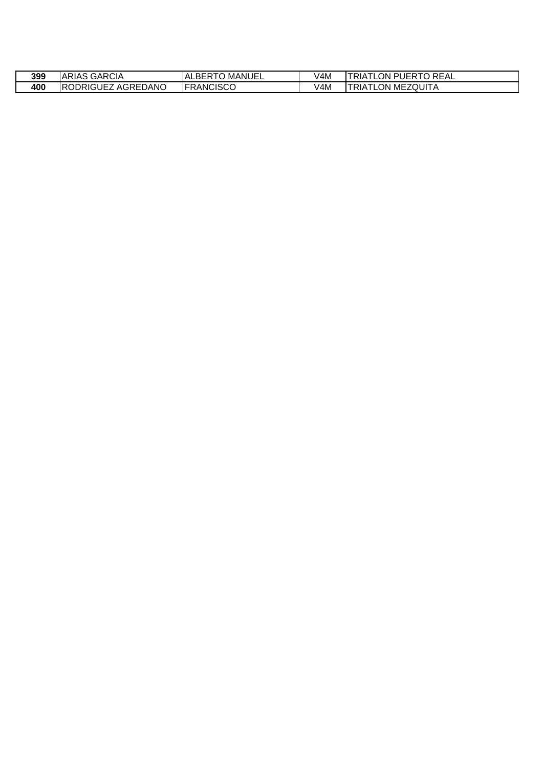| | | | | |
|---|---|---|---|---|
| **399** | ARIAS GARCIA | ALBERTO MANUEL | V4M | TRIATLON PUERTO REAL |
| **400** | RODRIGUEZ AGREDANO | FRANCISCO | V4M | TRIATLON MEZQUITA |